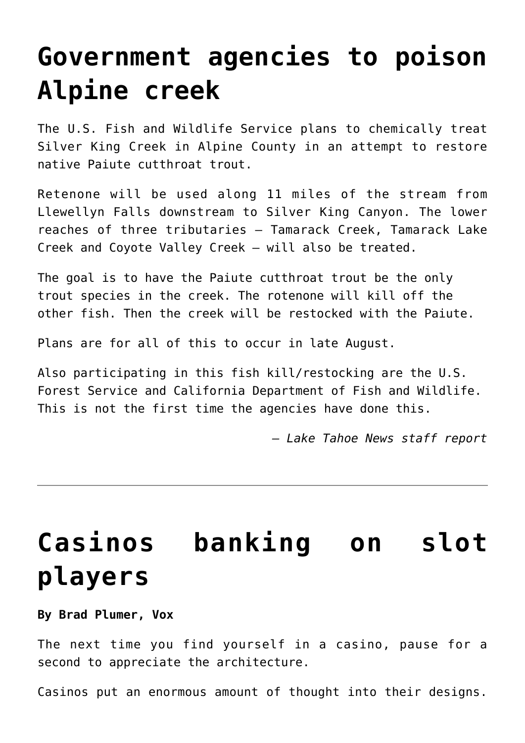# Government agencies to poison Alpine creek

The U.S. Fish and Wildlife Service plans to chemically treat Silver King Creek in Alpine County in an attempt to restore native Paiute cutthroat trout.

Retenone will be used along 11 miles of the stream from Llewellyn Falls downstream to Silver King Canyon. The lower reaches of three tributaries – Tamarack Creek, Tamarack Lake Creek and Coyote Valley Creek – will also be treated.

The goal is to have the Paiute cutthroat trout be the only trout species in the creek. The rotenone will kill off the other fish. Then the creek will be restocked with the Paiute.

Plans are for all of this to occur in late August.

Also participating in this fish kill/restocking are the U.S. Forest Service and California Department of Fish and Wildlife. This is not the first time the agencies have done this.

*– Lake Tahoe News staff report*

---

# Casinos banking on slot players

**By Brad Plumer, Vox**

The next time you find yourself in a casino, pause for a second to appreciate the architecture.

Casinos put an enormous amount of thought into their designs.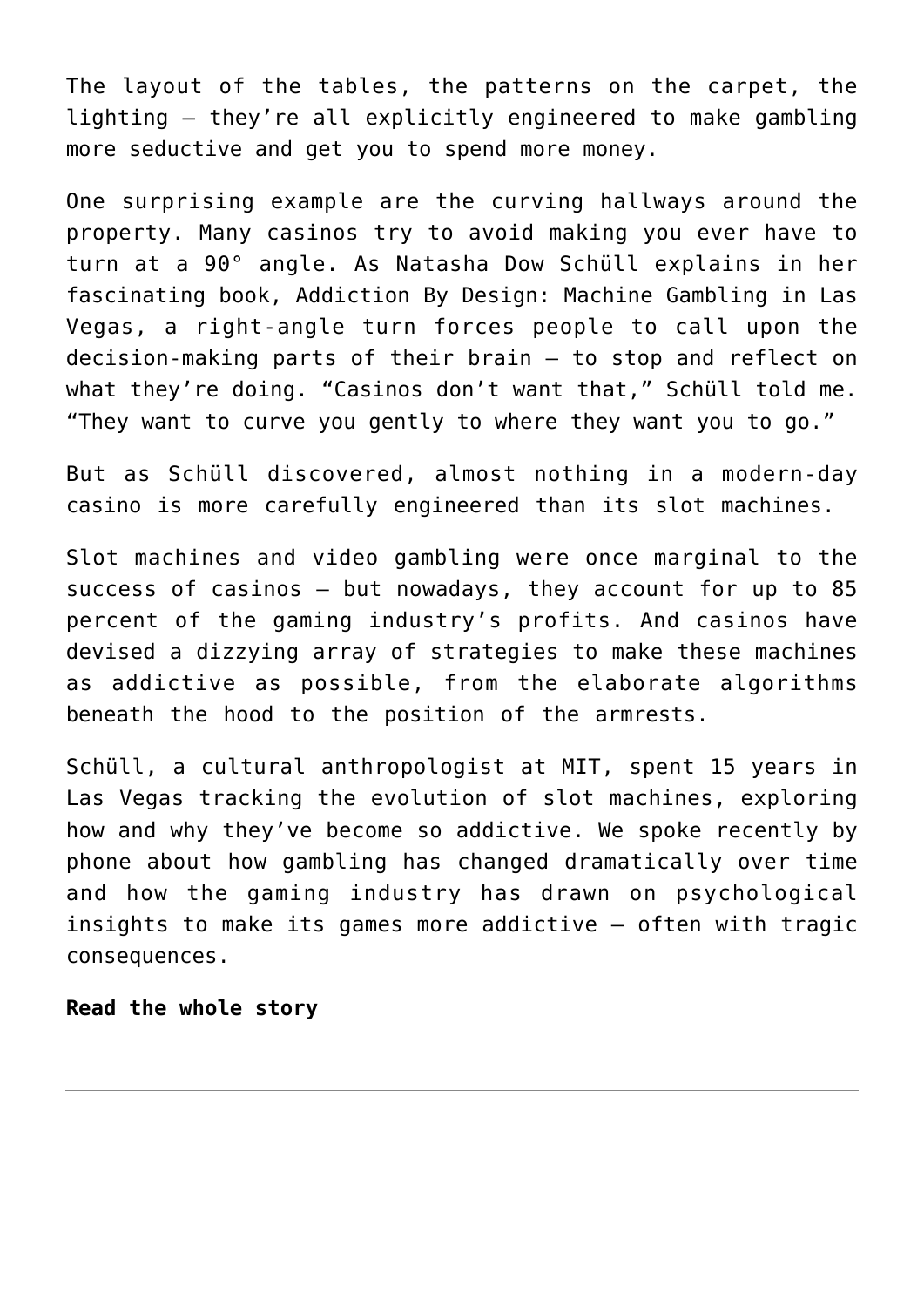The layout of the tables, the patterns on the carpet, the lighting — they're all explicitly engineered to make gambling more seductive and get you to spend more money.

One surprising example are the curving hallways around the property. Many casinos try to avoid making you ever have to turn at a 90° angle. As Natasha Dow Schüll explains in her fascinating book, Addiction By Design: Machine Gambling in Las Vegas, a right-angle turn forces people to call upon the decision-making parts of their brain — to stop and reflect on what they're doing. "Casinos don't want that," Schüll told me. "They want to curve you gently to where they want you to go."

But as Schüll discovered, almost nothing in a modern-day casino is more carefully engineered than its slot machines.

Slot machines and video gambling were once marginal to the success of casinos — but nowadays, they account for up to 85 percent of the gaming industry's profits. And casinos have devised a dizzying array of strategies to make these machines as addictive as possible, from the elaborate algorithms beneath the hood to the position of the armrests.

Schüll, a cultural anthropologist at MIT, spent 15 years in Las Vegas tracking the evolution of slot machines, exploring how and why they've become so addictive. We spoke recently by phone about how gambling has changed dramatically over time and how the gaming industry has drawn on psychological insights to make its games more addictive — often with tragic consequences.

**Read the whole story**

---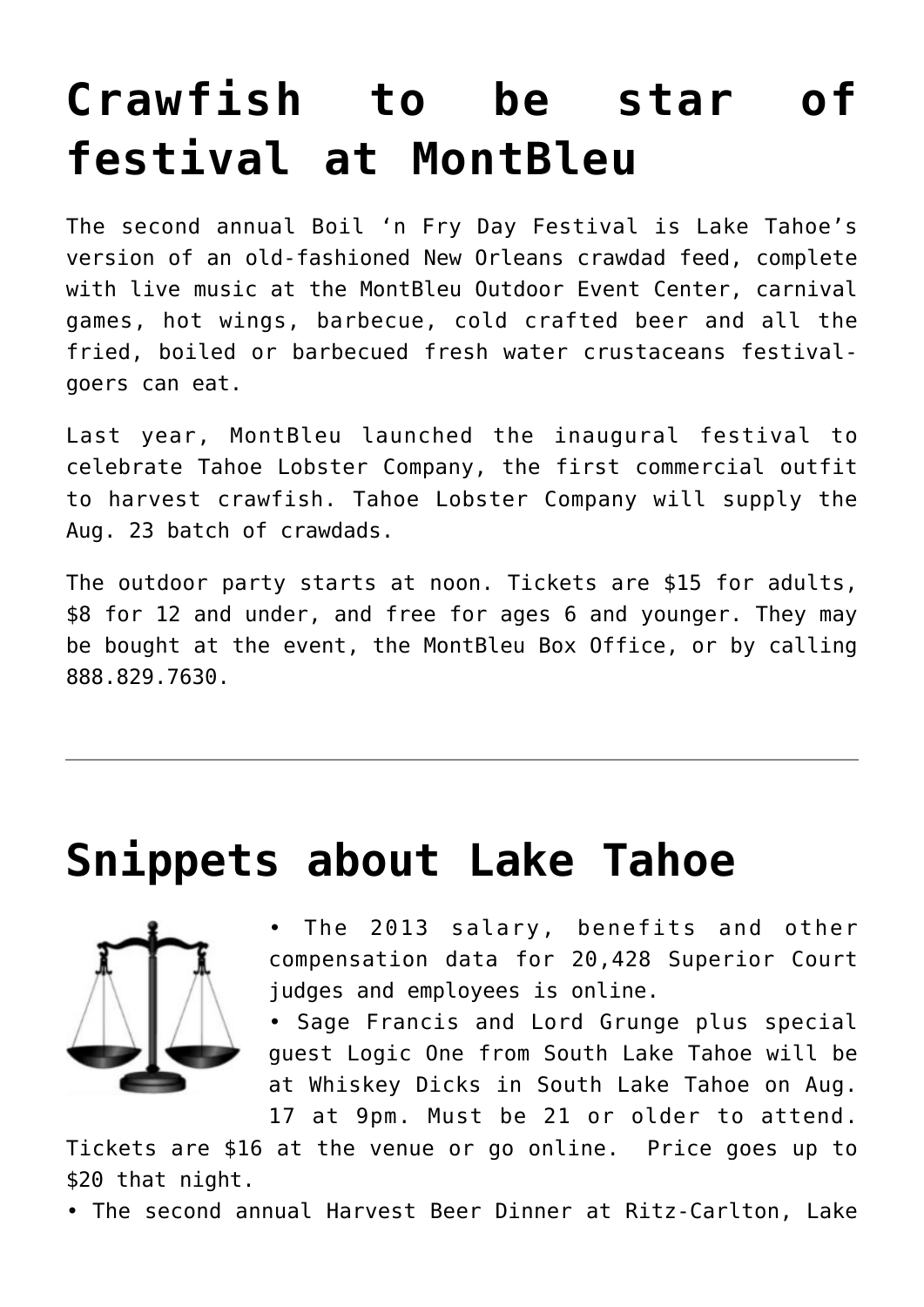# Crawfish to be star of festival at MontBleu

The second annual Boil 'n Fry Day Festival is Lake Tahoe's version of an old-fashioned New Orleans crawdad feed, complete with live music at the MontBleu Outdoor Event Center, carnival games, hot wings, barbecue, cold crafted beer and all the fried, boiled or barbecued fresh water crustaceans festival-goers can eat.

Last year, MontBleu launched the inaugural festival to celebrate Tahoe Lobster Company, the first commercial outfit to harvest crawfish. Tahoe Lobster Company will supply the Aug. 23 batch of crawdads.

The outdoor party starts at noon. Tickets are $15 for adults, $8 for 12 and under, and free for ages 6 and younger. They may be bought at the event, the MontBleu Box Office, or by calling 888.829.7630.

---

# Snippets about Lake Tahoe

• The 2013 salary, benefits and other compensation data for 20,428 Superior Court judges and employees is online.

• Sage Francis and Lord Grunge plus special guest Logic One from South Lake Tahoe will be at Whiskey Dicks in South Lake Tahoe on Aug. 17 at 9pm. Must be 21 or older to attend. Tickets are $16 at the venue or go online. Price goes up to $20 that night.

• The second annual Harvest Beer Dinner at Ritz-Carlton, Lake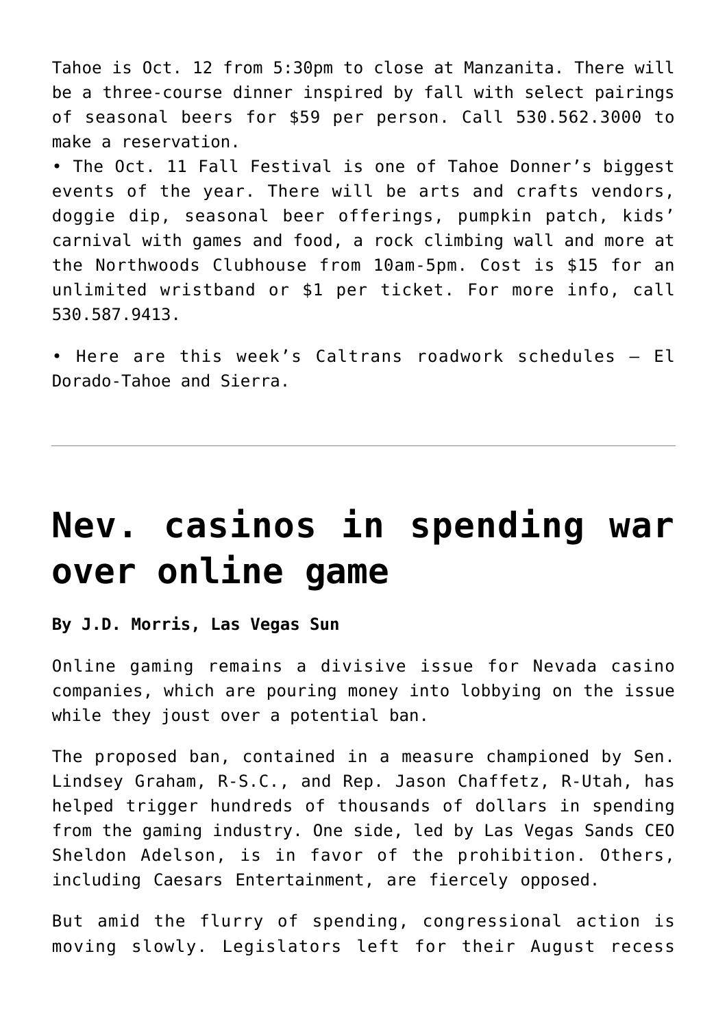Tahoe is Oct. 12 from 5:30pm to close at Manzanita. There will be a three-course dinner inspired by fall with select pairings of seasonal beers for $59 per person. Call 530.562.3000 to make a reservation.

• The Oct. 11 Fall Festival is one of Tahoe Donner's biggest events of the year. There will be arts and crafts vendors, doggie dip, seasonal beer offerings, pumpkin patch, kids' carnival with games and food, a rock climbing wall and more at the Northwoods Clubhouse from 10am-5pm. Cost is $15 for an unlimited wristband or $1 per ticket. For more info, call 530.587.9413.

• Here are this week's Caltrans roadwork schedules — El Dorado-Tahoe and Sierra.

---

# Nev. casinos in spending war over online game

**By J.D. Morris, Las Vegas Sun**

Online gaming remains a divisive issue for Nevada casino companies, which are pouring money into lobbying on the issue while they joust over a potential ban.

The proposed ban, contained in a measure championed by Sen. Lindsey Graham, R-S.C., and Rep. Jason Chaffetz, R-Utah, has helped trigger hundreds of thousands of dollars in spending from the gaming industry. One side, led by Las Vegas Sands CEO Sheldon Adelson, is in favor of the prohibition. Others, including Caesars Entertainment, are fiercely opposed.

But amid the flurry of spending, congressional action is moving slowly. Legislators left for their August recess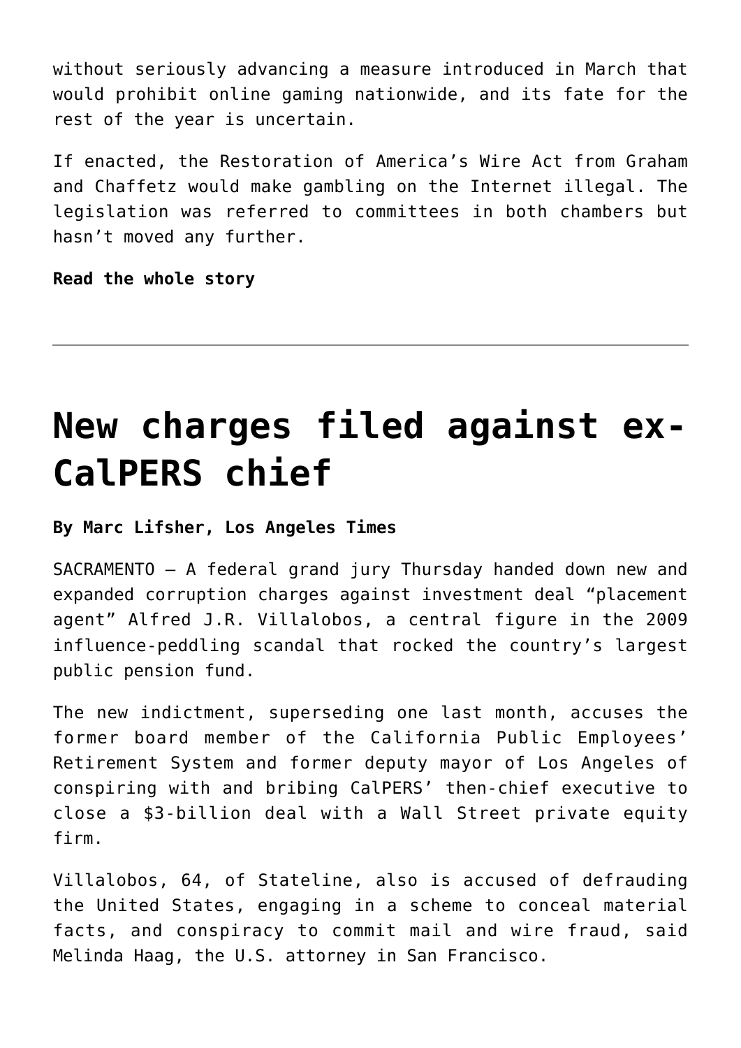without seriously advancing a measure introduced in March that would prohibit online gaming nationwide, and its fate for the rest of the year is uncertain.

If enacted, the Restoration of America's Wire Act from Graham and Chaffetz would make gambling on the Internet illegal. The legislation was referred to committees in both chambers but hasn't moved any further.

**Read the whole story**

---

# New charges filed against ex-CalPERS chief

**By Marc Lifsher, Los Angeles Times**

SACRAMENTO — A federal grand jury Thursday handed down new and expanded corruption charges against investment deal "placement agent" Alfred J.R. Villalobos, a central figure in the 2009 influence-peddling scandal that rocked the country's largest public pension fund.

The new indictment, superseding one last month, accuses the former board member of the California Public Employees' Retirement System and former deputy mayor of Los Angeles of conspiring with and bribing CalPERS' then-chief executive to close a $3-billion deal with a Wall Street private equity firm.

Villalobos, 64, of Stateline, also is accused of defrauding the United States, engaging in a scheme to conceal material facts, and conspiracy to commit mail and wire fraud, said Melinda Haag, the U.S. attorney in San Francisco.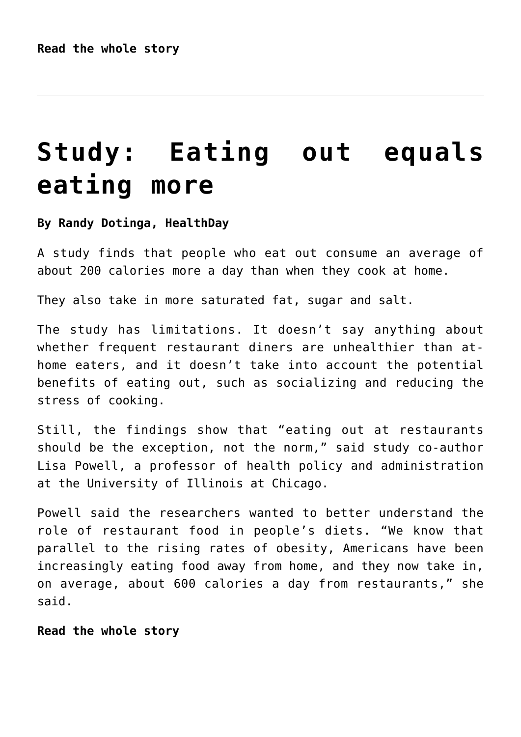**Read the whole story**

---

# Study: Eating out equals eating more

**By Randy Dotinga, HealthDay**

A study finds that people who eat out consume an average of about 200 calories more a day than when they cook at home.

They also take in more saturated fat, sugar and salt.

The study has limitations. It doesn't say anything about whether frequent restaurant diners are unhealthier than at-home eaters, and it doesn't take into account the potential benefits of eating out, such as socializing and reducing the stress of cooking.

Still, the findings show that "eating out at restaurants should be the exception, not the norm," said study co-author Lisa Powell, a professor of health policy and administration at the University of Illinois at Chicago.

Powell said the researchers wanted to better understand the role of restaurant food in people's diets. "We know that parallel to the rising rates of obesity, Americans have been increasingly eating food away from home, and they now take in, on average, about 600 calories a day from restaurants," she said.

**Read the whole story**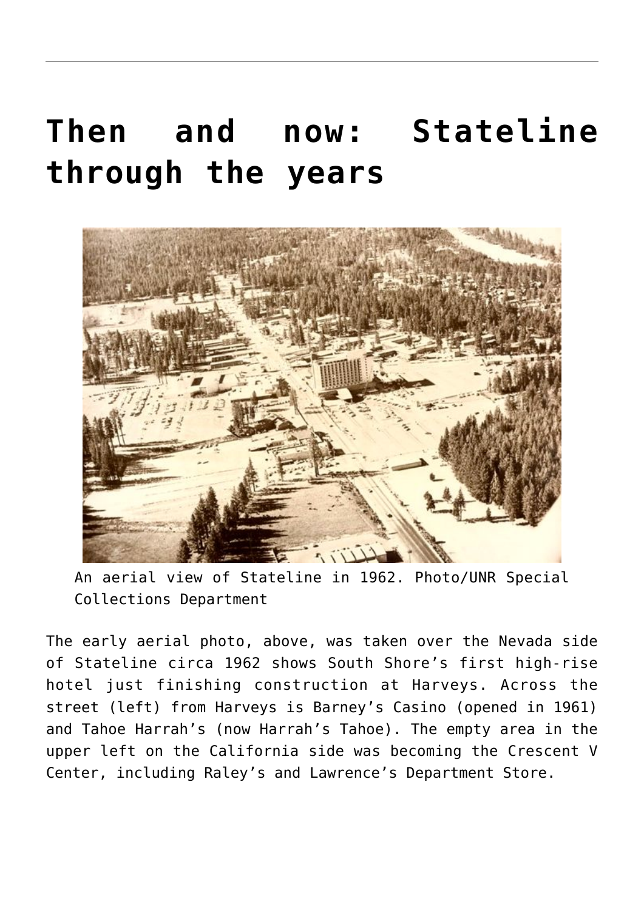# Then and now: Stateline through the years

An aerial view of Stateline in 1962. Photo/UNR Special Collections Department

The early aerial photo, above, was taken over the Nevada side of Stateline circa 1962 shows South Shore's first high-rise hotel just finishing construction at Harveys. Across the street (left) from Harveys is Barney's Casino (opened in 1961) and Tahoe Harrah's (now Harrah's Tahoe). The empty area in the upper left on the California side was becoming the Crescent V Center, including Raley's and Lawrence's Department Store.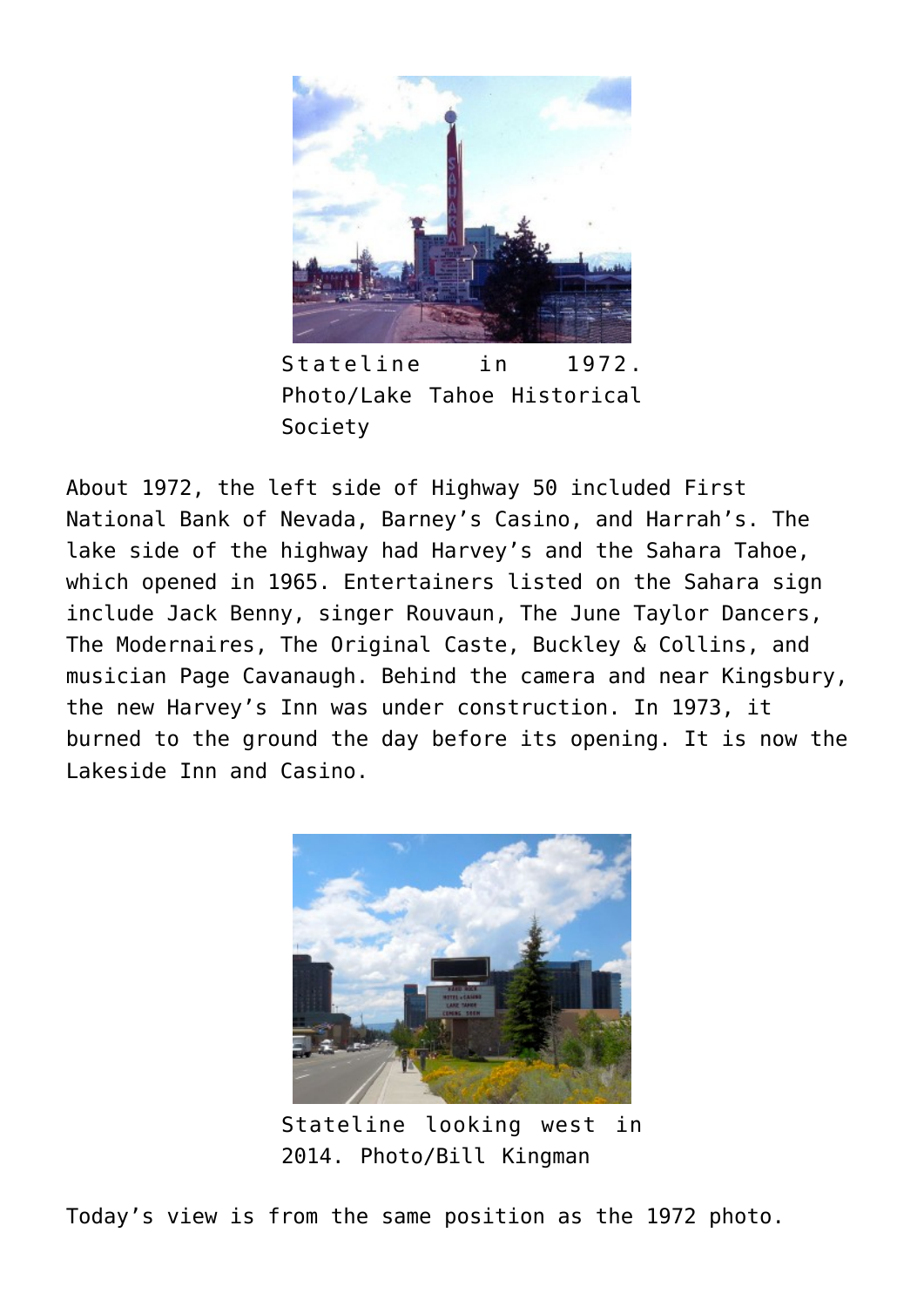Stateline in 1972. Photo/Lake Tahoe Historical Society

About 1972, the left side of Highway 50 included First National Bank of Nevada, Barney's Casino, and Harrah's. The lake side of the highway had Harvey's and the Sahara Tahoe, which opened in 1965. Entertainers listed on the Sahara sign include Jack Benny, singer Rouvaun, The June Taylor Dancers, The Modernaires, The Original Caste, Buckley & Collins, and musician Page Cavanaugh. Behind the camera and near Kingsbury, the new Harvey's Inn was under construction. In 1973, it burned to the ground the day before its opening. It is now the Lakeside Inn and Casino.

Stateline looking west in 2014. Photo/Bill Kingman

Today's view is from the same position as the 1972 photo.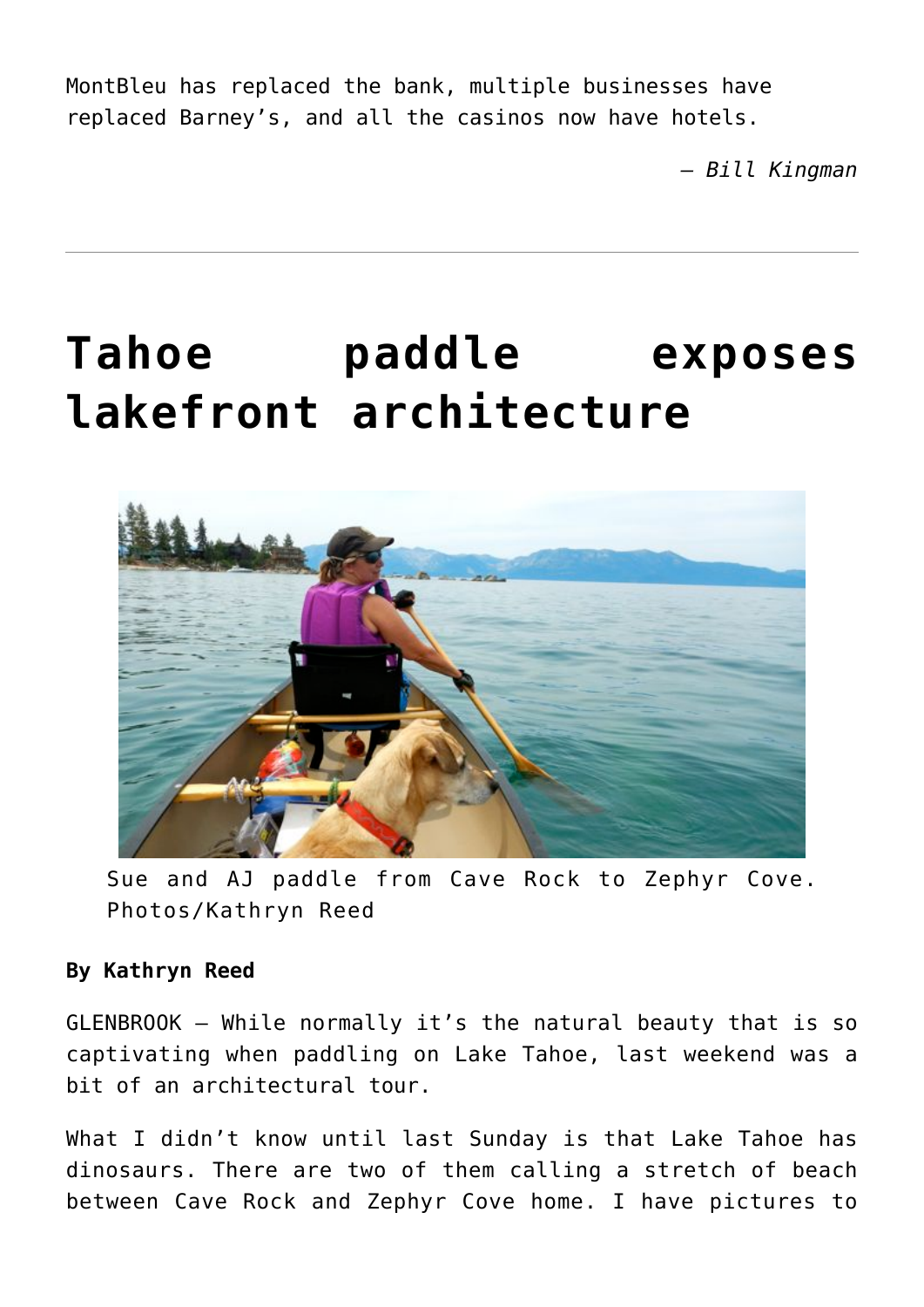MontBleu has replaced the bank, multiple businesses have replaced Barney's, and all the casinos now have hotels.

*— Bill Kingman*

---

# Tahoe paddle exposes lakefront architecture

Sue and AJ paddle from Cave Rock to Zephyr Cove. Photos/Kathryn Reed

**By Kathryn Reed**

GLENBROOK — While normally it's the natural beauty that is so captivating when paddling on Lake Tahoe, last weekend was a bit of an architectural tour.

What I didn't know until last Sunday is that Lake Tahoe has dinosaurs. There are two of them calling a stretch of beach between Cave Rock and Zephyr Cove home. I have pictures to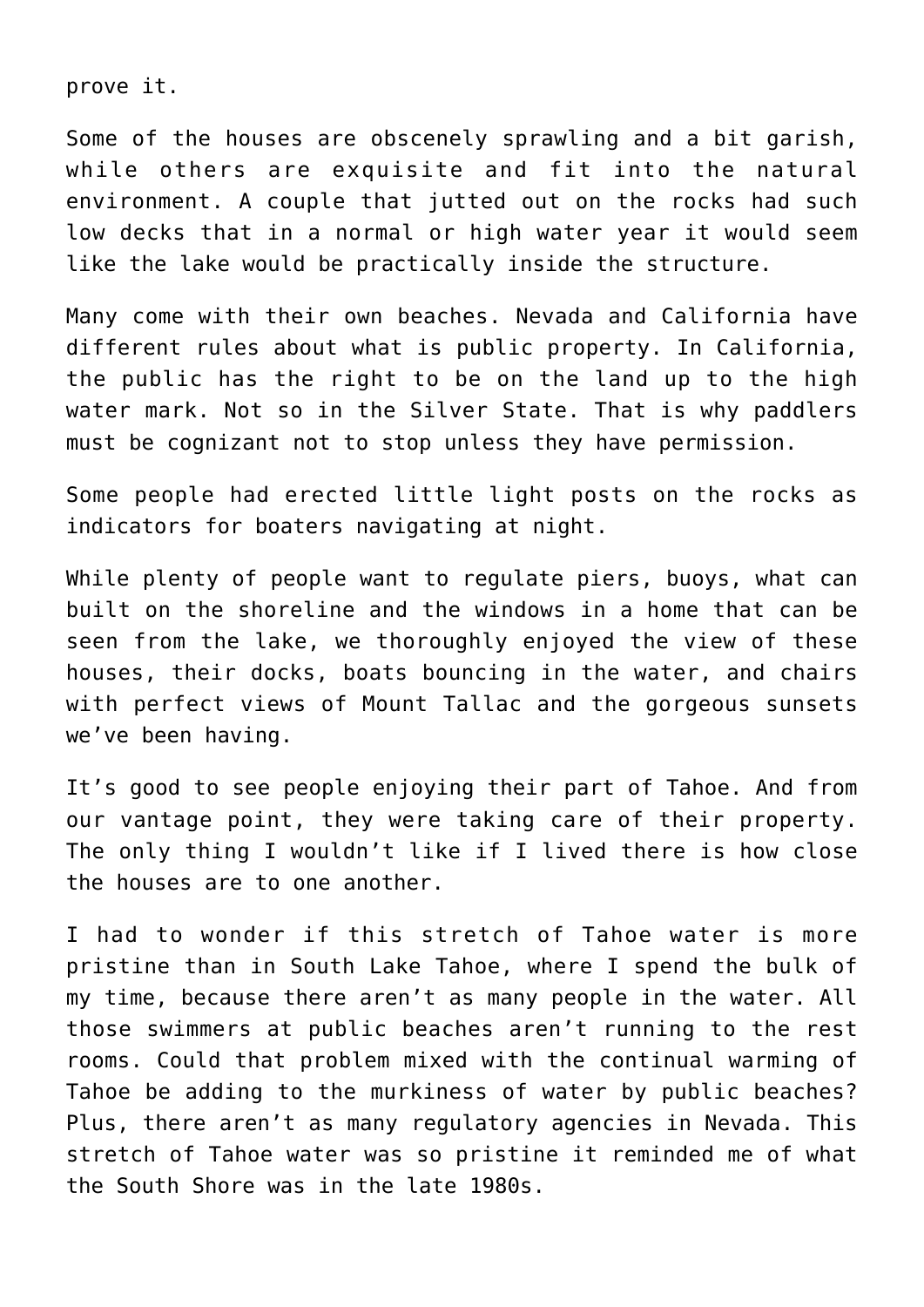prove it.

Some of the houses are obscenely sprawling and a bit garish, while others are exquisite and fit into the natural environment. A couple that jutted out on the rocks had such low decks that in a normal or high water year it would seem like the lake would be practically inside the structure.

Many come with their own beaches. Nevada and California have different rules about what is public property. In California, the public has the right to be on the land up to the high water mark. Not so in the Silver State. That is why paddlers must be cognizant not to stop unless they have permission.

Some people had erected little light posts on the rocks as indicators for boaters navigating at night.

While plenty of people want to regulate piers, buoys, what can built on the shoreline and the windows in a home that can be seen from the lake, we thoroughly enjoyed the view of these houses, their docks, boats bouncing in the water, and chairs with perfect views of Mount Tallac and the gorgeous sunsets we've been having.

It's good to see people enjoying their part of Tahoe. And from our vantage point, they were taking care of their property. The only thing I wouldn't like if I lived there is how close the houses are to one another.

I had to wonder if this stretch of Tahoe water is more pristine than in South Lake Tahoe, where I spend the bulk of my time, because there aren't as many people in the water. All those swimmers at public beaches aren't running to the rest rooms. Could that problem mixed with the continual warming of Tahoe be adding to the murkiness of water by public beaches? Plus, there aren't as many regulatory agencies in Nevada. This stretch of Tahoe water was so pristine it reminded me of what the South Shore was in the late 1980s.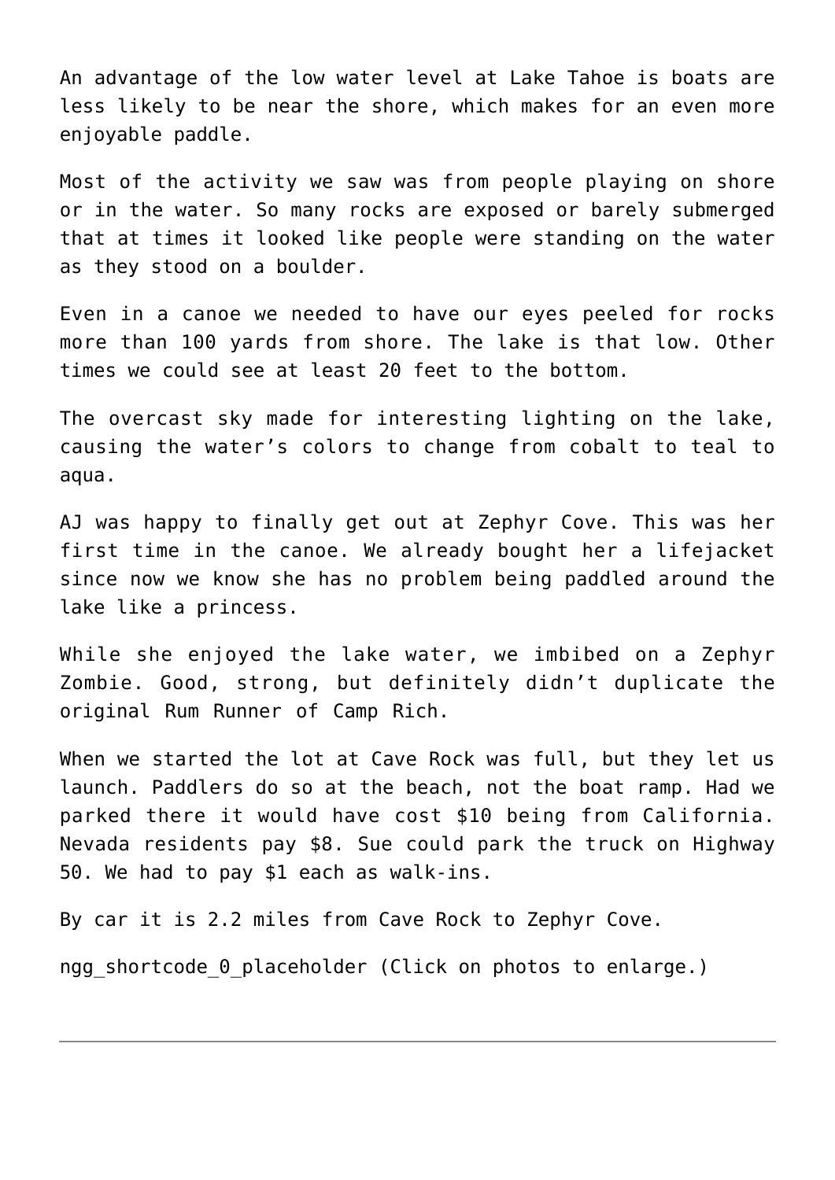An advantage of the low water level at Lake Tahoe is boats are less likely to be near the shore, which makes for an even more enjoyable paddle.

Most of the activity we saw was from people playing on shore or in the water. So many rocks are exposed or barely submerged that at times it looked like people were standing on the water as they stood on a boulder.

Even in a canoe we needed to have our eyes peeled for rocks more than 100 yards from shore. The lake is that low. Other times we could see at least 20 feet to the bottom.

The overcast sky made for interesting lighting on the lake, causing the water's colors to change from cobalt to teal to aqua.

AJ was happy to finally get out at Zephyr Cove. This was her first time in the canoe. We already bought her a lifejacket since now we know she has no problem being paddled around the lake like a princess.

While she enjoyed the lake water, we imbibed on a Zephyr Zombie. Good, strong, but definitely didn't duplicate the original Rum Runner of Camp Rich.

When we started the lot at Cave Rock was full, but they let us launch. Paddlers do so at the beach, not the boat ramp. Had we parked there it would have cost $10 being from California. Nevada residents pay $8. Sue could park the truck on Highway 50. We had to pay $1 each as walk-ins.

By car it is 2.2 miles from Cave Rock to Zephyr Cove.

ngg_shortcode_0_placeholder (Click on photos to enlarge.)

---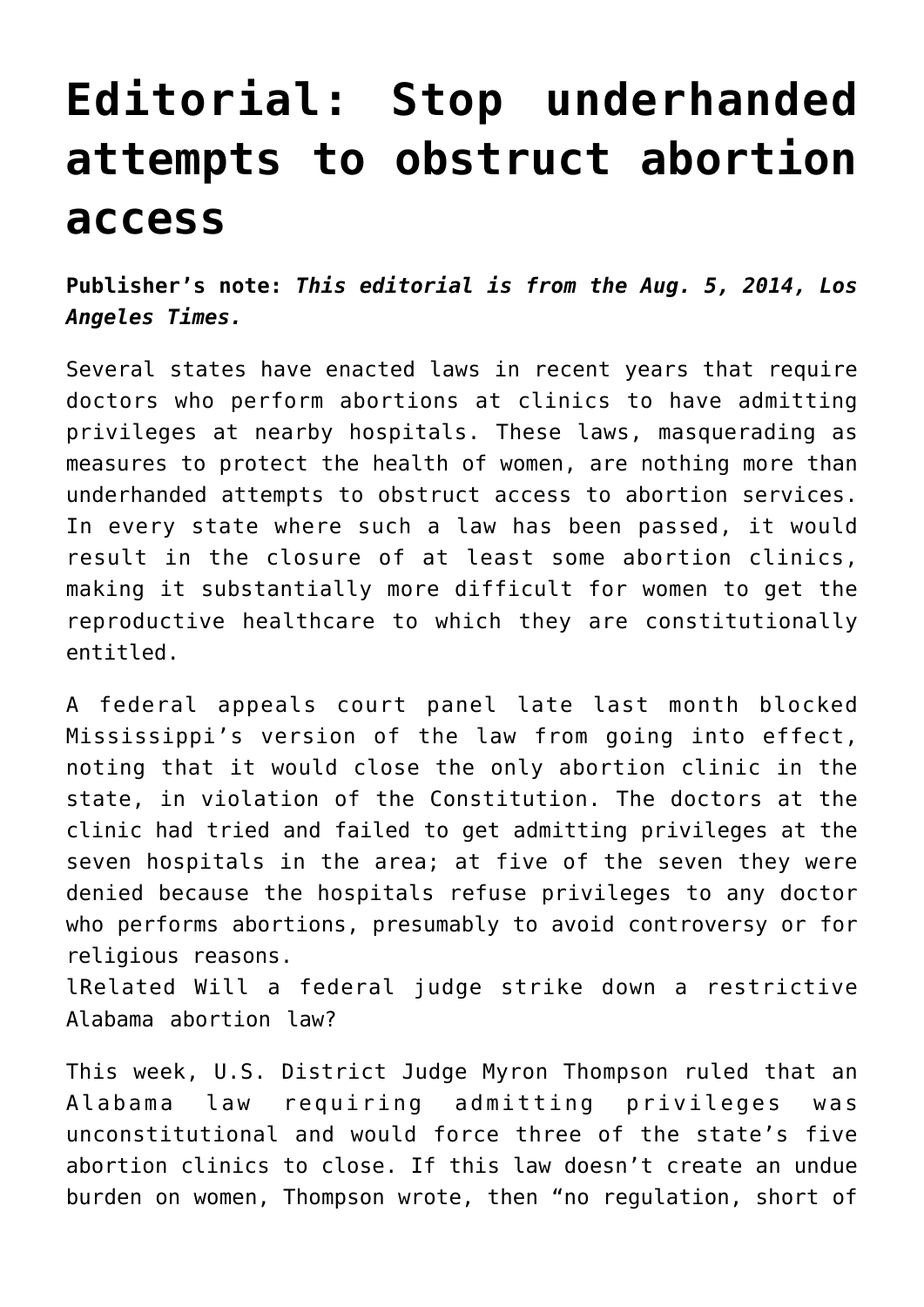# Editorial: Stop underhanded attempts to obstruct abortion access

**Publisher's note:** ***This editorial is from the Aug. 5, 2014, Los Angeles Times.***

Several states have enacted laws in recent years that require doctors who perform abortions at clinics to have admitting privileges at nearby hospitals. These laws, masquerading as measures to protect the health of women, are nothing more than underhanded attempts to obstruct access to abortion services. In every state where such a law has been passed, it would result in the closure of at least some abortion clinics, making it substantially more difficult for women to get the reproductive healthcare to which they are constitutionally entitled.

A federal appeals court panel late last month blocked Mississippi's version of the law from going into effect, noting that it would close the only abortion clinic in the state, in violation of the Constitution. The doctors at the clinic had tried and failed to get admitting privileges at the seven hospitals in the area; at five of the seven they were denied because the hospitals refuse privileges to any doctor who performs abortions, presumably to avoid controversy or for religious reasons.
lRelated Will a federal judge strike down a restrictive Alabama abortion law?

This week, U.S. District Judge Myron Thompson ruled that an Alabama law requiring admitting privileges was unconstitutional and would force three of the state's five abortion clinics to close. If this law doesn't create an undue burden on women, Thompson wrote, then "no regulation, short of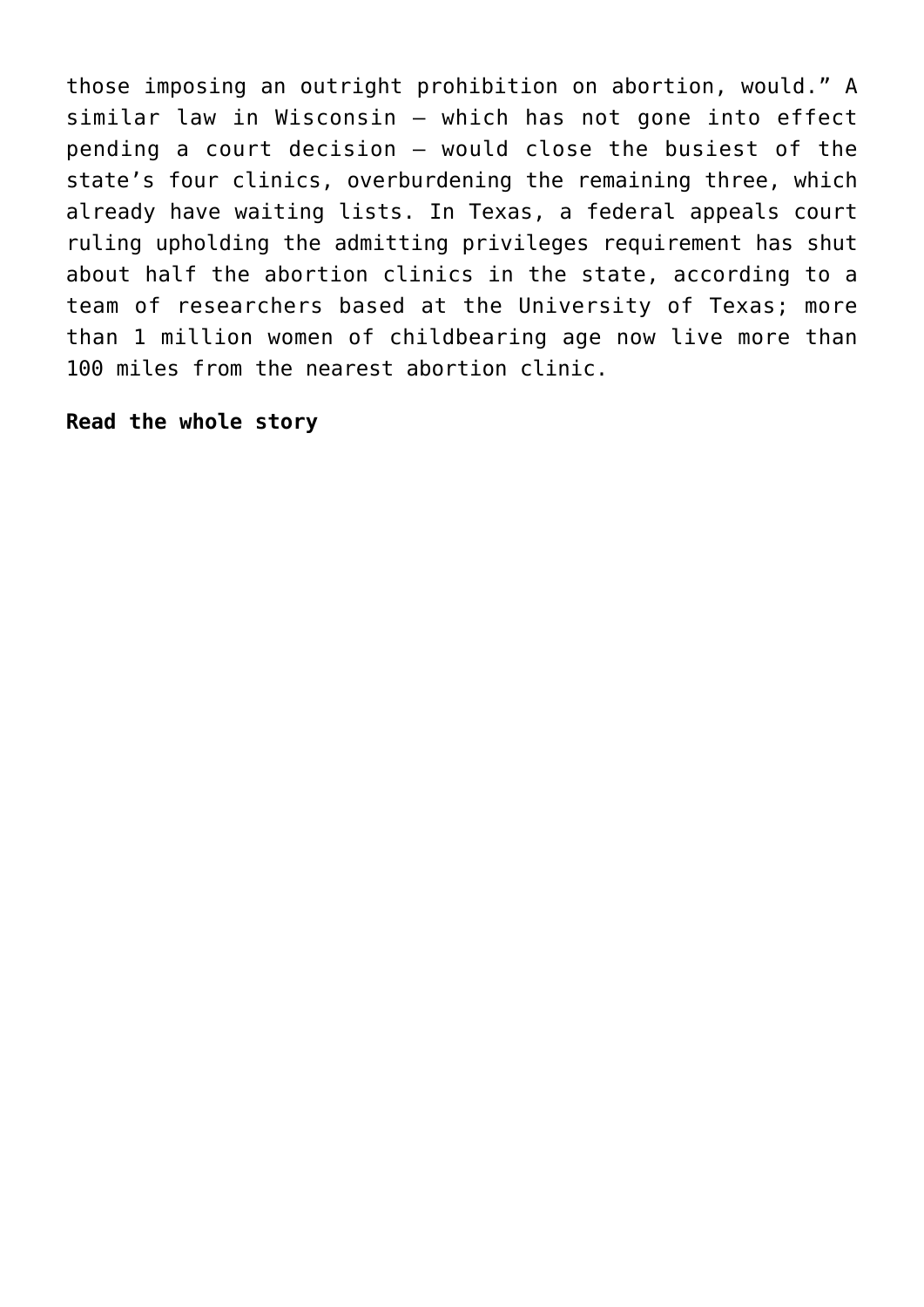those imposing an outright prohibition on abortion, would." A similar law in Wisconsin — which has not gone into effect pending a court decision — would close the busiest of the state's four clinics, overburdening the remaining three, which already have waiting lists. In Texas, a federal appeals court ruling upholding the admitting privileges requirement has shut about half the abortion clinics in the state, according to a team of researchers based at the University of Texas; more than 1 million women of childbearing age now live more than 100 miles from the nearest abortion clinic.

**Read the whole story**